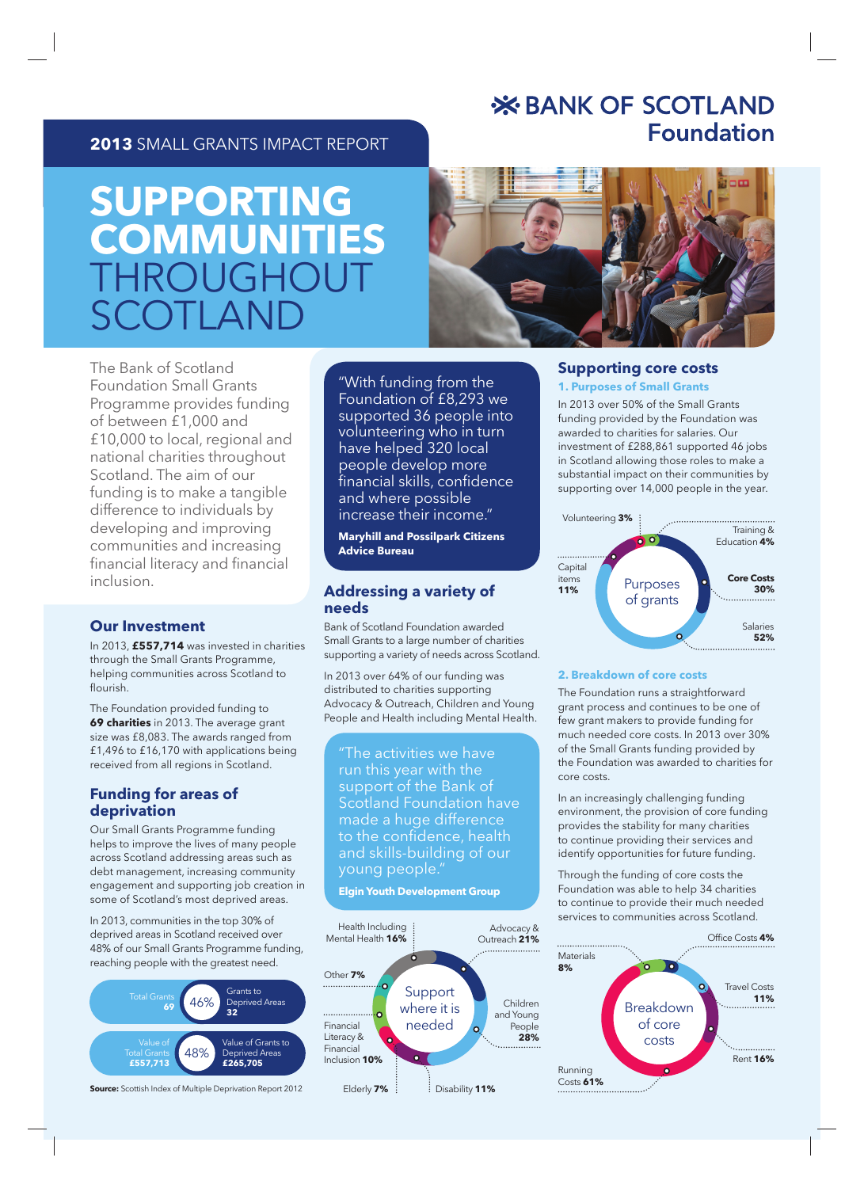**BANK OF SCOTLAND Foundation**

**2013** SMALL GRANTS IMPACT REPORT

# SUPPORTING COMMUNITIES THROUGHOUT SCOTLAND

The Bank of Scotland Foundation Small Grants Programme provides funding of between £1,000 and £10,000 to local, regional and national charities throughout Scotland. The aim of our funding is to make a tangible difference to individuals by developing and improving communities and increasing financial literacy and financial inclusion.

## Our Investment

In 2013, **£557,714** was invested in charities through the Small Grants Programme, helping communities across Scotland to flourish.

The Foundation provided funding to **69 charities** in 2013. The average grant size was £8,083. The awards ranged from £1,496 to £16,170 with applications being received from all regions in Scotland.

## Funding for areas of deprivation

Our Small Grants Programme funding helps to improve the lives of many people across Scotland addressing areas such as debt management, increasing community engagement and supporting job creation in some of Scotland's most deprived areas.

In 2013, communities in the top 30% of deprived areas in Scotland received over 48% of our Small Grants Programme funding, reaching people with the greatest need.

| Total Grants | % | Grants to Deprived Areas |
|---|---|---|
| 69 | 46% | 32 |

| Value of Total Grants | % | Value of Grants to Deprived Areas |
|---|---|---|
| £557,713 | 48% | £265,705 |

**Source:** Scottish Index of Multiple Deprivation Report 2012

"With funding from the Foundation of £8,293 we supported 36 people into volunteering who in turn have helped 320 local people develop more financial skills, confidence and where possible increase their income."

**Maryhill and Possilpark Citizens Advice Bureau**

## Addressing a variety of needs

Bank of Scotland Foundation awarded Small Grants to a large number of charities supporting a variety of needs across Scotland.

In 2013 over 64% of our funding was distributed to charities supporting Advocacy & Outreach, Children and Young People and Health including Mental Health.

"The activities we have run this year with the support of the Bank of Scotland Foundation have made a huge difference to the confidence, health and skills-building of our young people."

**Elgin Youth Development Group**

**Support where it is needed**

| Category | % |
|---|---|
| Advocacy & Outreach | 21% |
| Children and Young People | 28% |
| Disability | 11% |
| Elderly | 7% |
| Financial Literacy & Financial Inclusion | 10% |
| Other | 7% |
| Health Including Mental Health | 16% |

## Supporting core costs

### 1. Purposes of Small Grants

In 2013 over 50% of the Small Grants funding provided by the Foundation was awarded to charities for salaries. Our investment of £288,861 supported 46 jobs in Scotland allowing those roles to make a substantial impact on their communities by supporting over 14,000 people in the year.

**Purposes of grants**

| Purpose | % |
|---|---|
| Volunteering | 3% |
| Training & Education | 4% |
| Core Costs | 30% |
| Salaries | 52% |
| Capital items | 11% |

### 2. Breakdown of core costs

The Foundation runs a straightforward grant process and continues to be one of few grant makers to provide funding for much needed core costs. In 2013 over 30% of the Small Grants funding provided by the Foundation was awarded to charities for core costs.

In an increasingly challenging funding environment, the provision of core funding provides the stability for many charities to continue providing their services and identify opportunities for future funding.

Through the funding of core costs the Foundation was able to help 34 charities to continue to provide their much needed services to communities across Scotland.

**Breakdown of core costs**

| Cost | % |
|---|---|
| Office Costs | 4% |
| Travel Costs | 11% |
| Rent | 16% |
| Running Costs | 61% |
| Materials | 8% |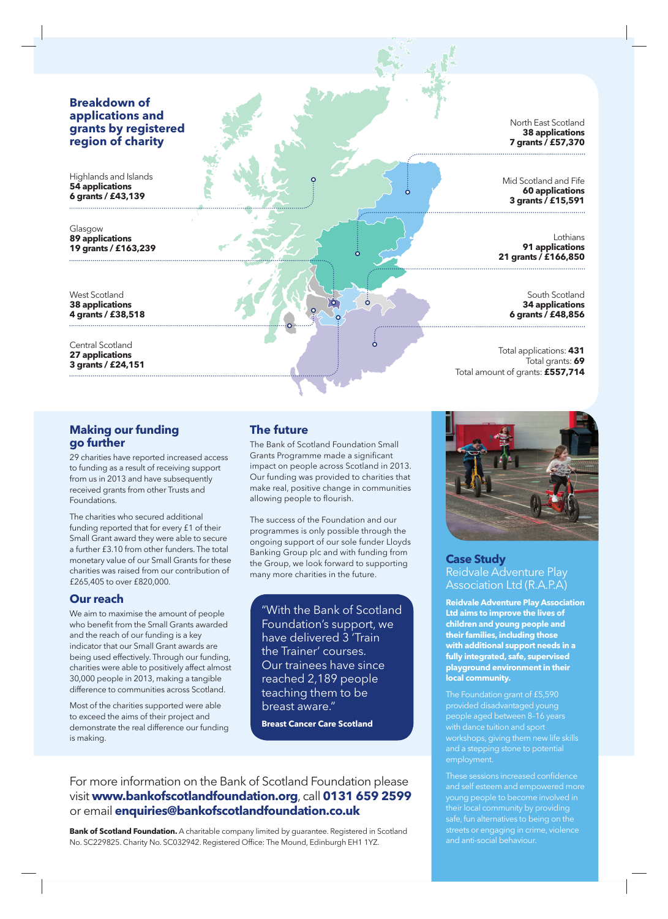## Breakdown of applications and grants by registered region of charity

Highlands and Islands
**54 applications**
**6 grants / £43,139**

Glasgow
**89 applications**
**19 grants / £163,239**

West Scotland
**38 applications**
**4 grants / £38,518**

Central Scotland
**27 applications**
**3 grants / £24,151**

North East Scotland
**38 applications**
**7 grants / £57,370**

Mid Scotland and Fife
**60 applications**
**3 grants / £15,591**

Lothians
**91 applications**
**21 grants / £166,850**

South Scotland
**34 applications**
**6 grants / £48,856**

Total applications: **431**
Total grants: **69**
Total amount of grants: **£557,714**

## Making our funding go further

29 charities have reported increased access to funding as a result of receiving support from us in 2013 and have subsequently received grants from other Trusts and Foundations.

The charities who secured additional funding reported that for every £1 of their Small Grant award they were able to secure a further £3.10 from other funders. The total monetary value of our Small Grants for these charities was raised from our contribution of £265,405 to over £820,000.

## Our reach

We aim to maximise the amount of people who benefit from the Small Grants awarded and the reach of our funding is a key indicator that our Small Grant awards are being used effectively. Through our funding, charities were able to positively affect almost 30,000 people in 2013, making a tangible difference to communities across Scotland.

Most of the charities supported were able to exceed the aims of their project and demonstrate the real difference our funding is making.

## The future

The Bank of Scotland Foundation Small Grants Programme made a significant impact on people across Scotland in 2013. Our funding was provided to charities that make real, positive change in communities allowing people to flourish.

The success of the Foundation and our programmes is only possible through the ongoing support of our sole funder Lloyds Banking Group plc and with funding from the Group, we look forward to supporting many more charities in the future.

"With the Bank of Scotland Foundation's support, we have delivered 3 'Train the Trainer' courses. Our trainees have since reached 2,189 people teaching them to be breast aware."

**Breast Cancer Care Scotland**

## Case Study

### Reidvale Adventure Play Association Ltd (R.A.P.A)

**Reidvale Adventure Play Association Ltd aims to improve the lives of children and young people and their families, including those with additional support needs in a fully integrated, safe, supervised playground environment in their local community.**

The Foundation grant of £5,590 provided disadvantaged young people aged between 8–16 years with dance tuition and sport workshops, giving them new life skills and a stepping stone to potential employment.

These sessions increased confidence and self esteem and empowered more young people to become involved in their local community by providing safe, fun alternatives to being on the streets or engaging in crime, violence and anti-social behaviour.

For more information on the Bank of Scotland Foundation please visit **www.bankofscotlandfoundation.org**, call **0131 659 2599** or email **enquiries@bankofscotlandfoundation.co.uk**

**Bank of Scotland Foundation.** A charitable company limited by guarantee. Registered in Scotland No. SC229825. Charity No. SC032942. Registered Office: The Mound, Edinburgh EH1 1YZ.